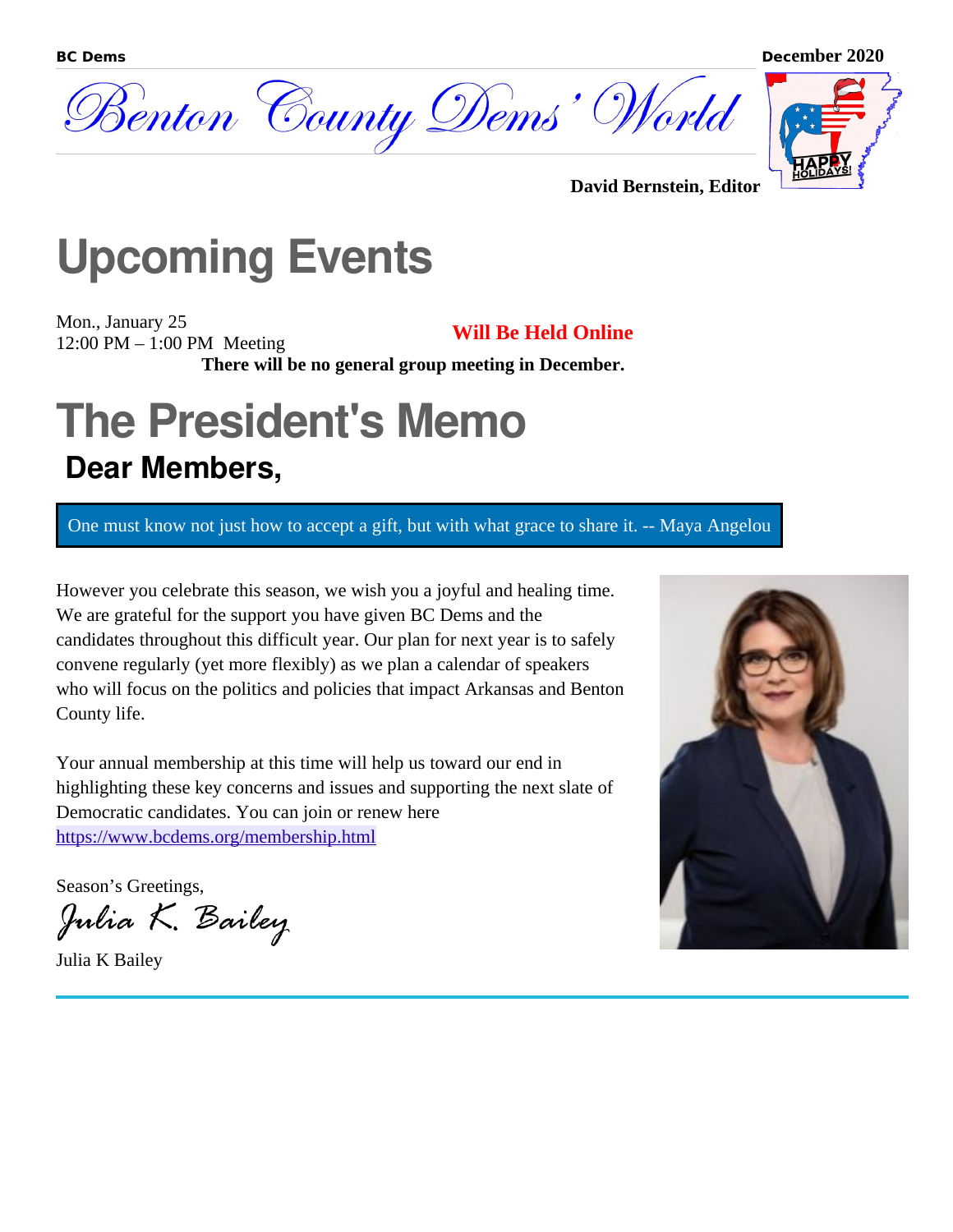# Benton County Dems' World

**David Bernstein, Editor**

# Upcoming Events

Mon., January 25
12:00 PM – 1:00 PM Meeting

**Will Be Held Online**

**There will be no general group meeting in December.**

# The President's Memo

## Dear Members,

One must know not just how to accept a gift, but with what grace to share it. -- Maya Angelou

However you celebrate this season, we wish you a joyful and healing time. We are grateful for the support you have given BC Dems and the candidates throughout this difficult year. Our plan for next year is to safely convene regularly (yet more flexibly) as we plan a calendar of speakers who will focus on the politics and policies that impact Arkansas and Benton County life.

Your annual membership at this time will help us toward our end in highlighting these key concerns and issues and supporting the next slate of Democratic candidates. You can join or renew here https://www.bcdems.org/membership.html

Season's Greetings,

*Julia K. Bailey*

Julia K Bailey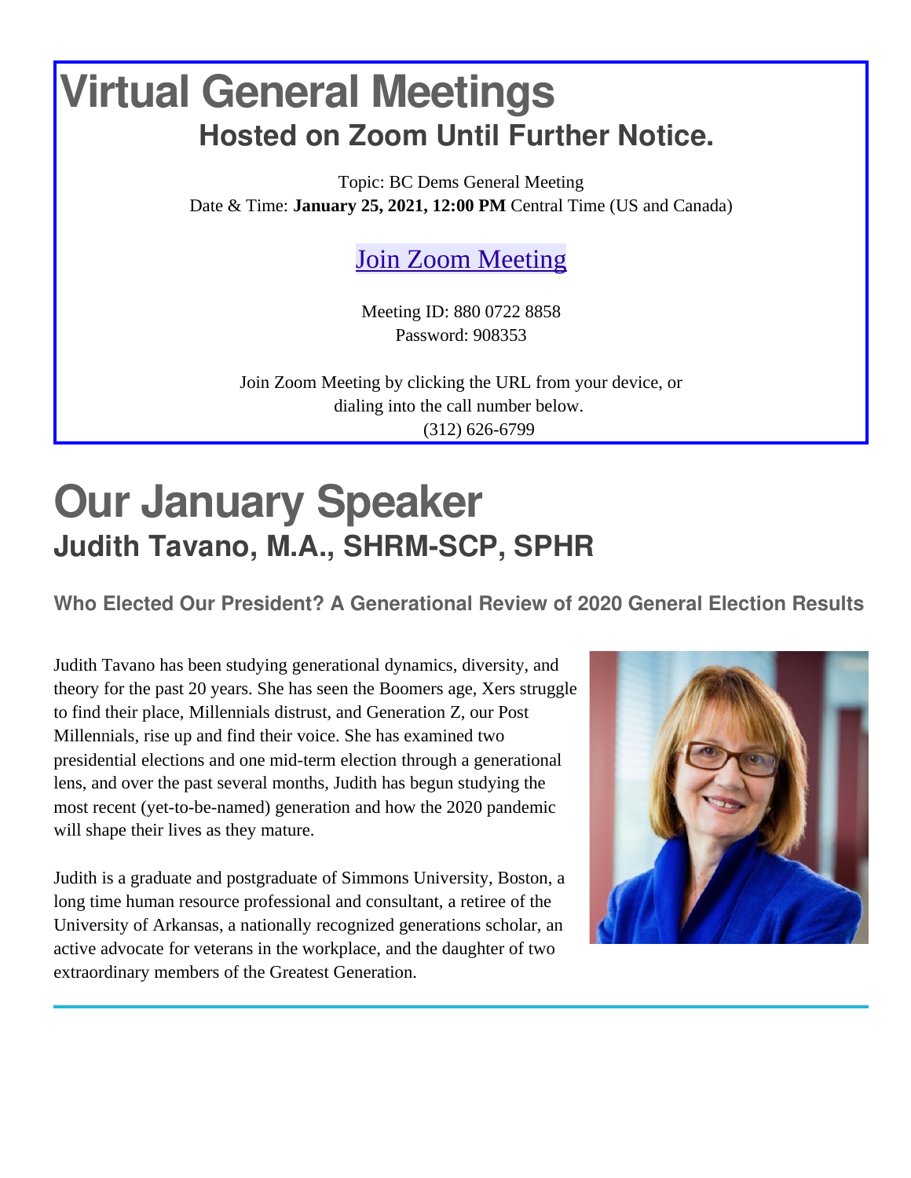# Virtual General Meetings

## Hosted on Zoom Until Further Notice.

Topic: BC Dems General Meeting
Date & Time: **January 25, 2021, 12:00 PM** Central Time (US and Canada)

Join Zoom Meeting

Meeting ID: 880 0722 8858
Password: 908353

Join Zoom Meeting by clicking the URL from your device, or dialing into the call number below.
(312) 626-6799

# Our January Speaker

## Judith Tavano, M.A., SHRM-SCP, SPHR

### Who Elected Our President? A Generational Review of 2020 General Election Results

Judith Tavano has been studying generational dynamics, diversity, and theory for the past 20 years. She has seen the Boomers age, Xers struggle to find their place, Millennials distrust, and Generation Z, our Post Millennials, rise up and find their voice. She has examined two presidential elections and one mid-term election through a generational lens, and over the past several months, Judith has begun studying the most recent (yet-to-be-named) generation and how the 2020 pandemic will shape their lives as they mature.

Judith is a graduate and postgraduate of Simmons University, Boston, a long time human resource professional and consultant, a retiree of the University of Arkansas, a nationally recognized generations scholar, an active advocate for veterans in the workplace, and the daughter of two extraordinary members of the Greatest Generation.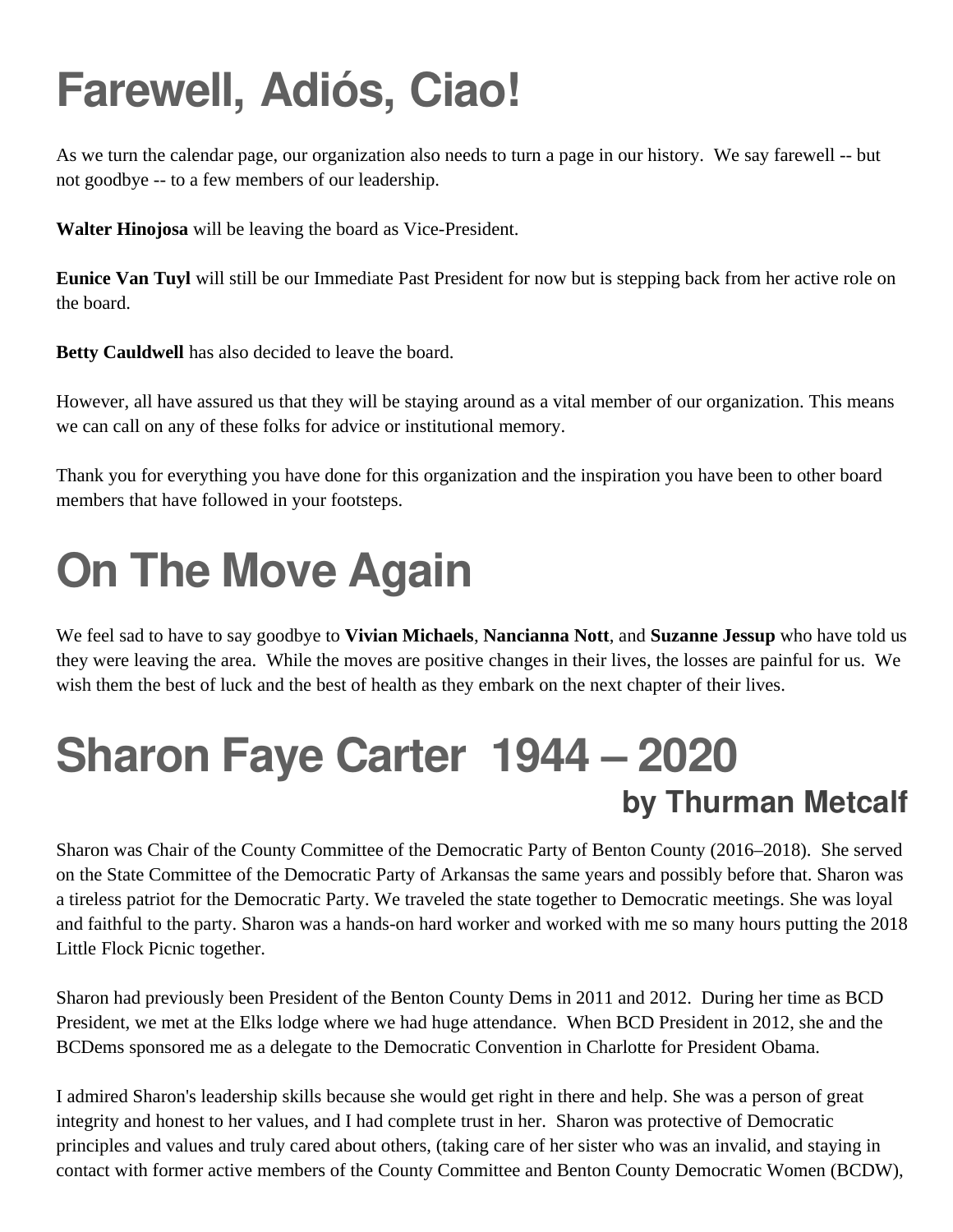# Farewell, Adiós, Ciao!

As we turn the calendar page, our organization also needs to turn a page in our history. We say farewell -- but not goodbye -- to a few members of our leadership.

**Walter Hinojosa** will be leaving the board as Vice-President.

**Eunice Van Tuyl** will still be our Immediate Past President for now but is stepping back from her active role on the board.

**Betty Cauldwell** has also decided to leave the board.

However, all have assured us that they will be staying around as a vital member of our organization. This means we can call on any of these folks for advice or institutional memory.

Thank you for everything you have done for this organization and the inspiration you have been to other board members that have followed in your footsteps.

# On The Move Again

We feel sad to have to say goodbye to **Vivian Michaels**, **Nancianna Nott**, and **Suzanne Jessup** who have told us they were leaving the area. While the moves are positive changes in their lives, the losses are painful for us. We wish them the best of luck and the best of health as they embark on the next chapter of their lives.

# Sharon Faye Carter 1944 – 2020

## by Thurman Metcalf

Sharon was Chair of the County Committee of the Democratic Party of Benton County (2016–2018). She served on the State Committee of the Democratic Party of Arkansas the same years and possibly before that. Sharon was a tireless patriot for the Democratic Party. We traveled the state together to Democratic meetings. She was loyal and faithful to the party. Sharon was a hands-on hard worker and worked with me so many hours putting the 2018 Little Flock Picnic together.

Sharon had previously been President of the Benton County Dems in 2011 and 2012. During her time as BCD President, we met at the Elks lodge where we had huge attendance. When BCD President in 2012, she and the BCDems sponsored me as a delegate to the Democratic Convention in Charlotte for President Obama.

I admired Sharon's leadership skills because she would get right in there and help. She was a person of great integrity and honest to her values, and I had complete trust in her. Sharon was protective of Democratic principles and values and truly cared about others, (taking care of her sister who was an invalid, and staying in contact with former active members of the County Committee and Benton County Democratic Women (BCDW),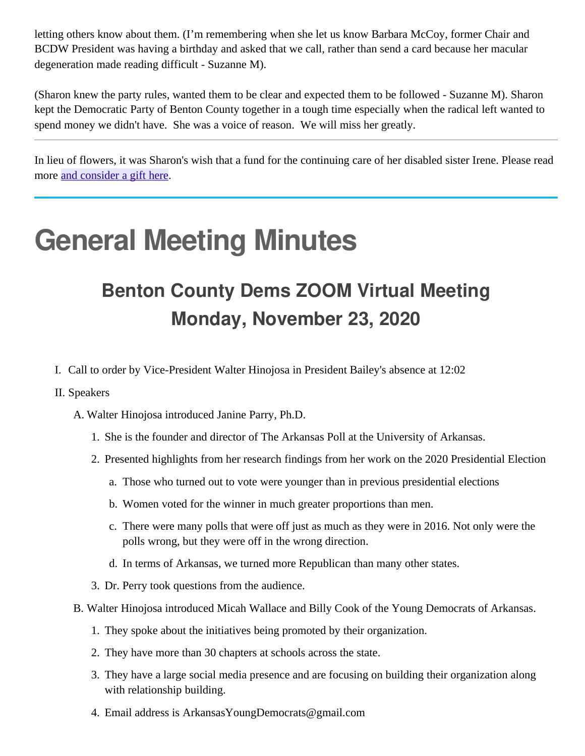letting others know about them. (I'm remembering when she let us know Barbara McCoy, former Chair and BCDW President was having a birthday and asked that we call, rather than send a card because her macular degeneration made reading difficult - Suzanne M).

(Sharon knew the party rules, wanted them to be clear and expected them to be followed - Suzanne M). Sharon kept the Democratic Party of Benton County together in a tough time especially when the radical left wanted to spend money we didn't have. She was a voice of reason. We will miss her greatly.

---

In lieu of flowers, it was Sharon's wish that a fund for the continuing care of her disabled sister Irene. Please read more and consider a gift here.

---

# General Meeting Minutes

## Benton County Dems ZOOM Virtual Meeting
## Monday, November 23, 2020

I. Call to order by Vice-President Walter Hinojosa in President Bailey's absence at 12:02

II. Speakers

   A. Walter Hinojosa introduced Janine Parry, Ph.D.

      1. She is the founder and director of The Arkansas Poll at the University of Arkansas.
      2. Presented highlights from her research findings from her work on the 2020 Presidential Election
         a. Those who turned out to vote were younger than in previous presidential elections
         b. Women voted for the winner in much greater proportions than men.
         c. There were many polls that were off just as much as they were in 2016. Not only were the polls wrong, but they were off in the wrong direction.
         d. In terms of Arkansas, we turned more Republican than many other states.
      3. Dr. Perry took questions from the audience.

   B. Walter Hinojosa introduced Micah Wallace and Billy Cook of the Young Democrats of Arkansas.

      1. They spoke about the initiatives being promoted by their organization.
      2. They have more than 30 chapters at schools across the state.
      3. They have a large social media presence and are focusing on building their organization along with relationship building.
      4. Email address is ArkansasYoungDemocrats@gmail.com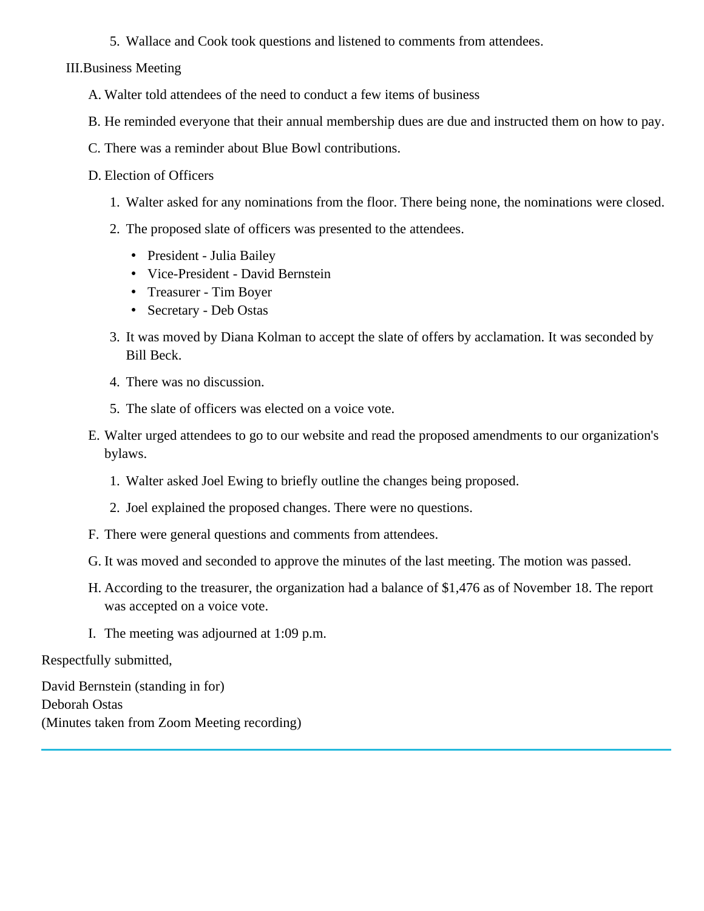5. Wallace and Cook took questions and listened to comments from attendees.

III. Business Meeting

A. Walter told attendees of the need to conduct a few items of business

B. He reminded everyone that their annual membership dues are due and instructed them on how to pay.

C. There was a reminder about Blue Bowl contributions.

D. Election of Officers

1. Walter asked for any nominations from the floor. There being none, the nominations were closed.
2. The proposed slate of officers was presented to the attendees.
   - President - Julia Bailey
   - Vice-President - David Bernstein
   - Treasurer - Tim Boyer
   - Secretary - Deb Ostas
3. It was moved by Diana Kolman to accept the slate of offers by acclamation. It was seconded by Bill Beck.
4. There was no discussion.
5. The slate of officers was elected on a voice vote.

E. Walter urged attendees to go to our website and read the proposed amendments to our organization's bylaws.

1. Walter asked Joel Ewing to briefly outline the changes being proposed.
2. Joel explained the proposed changes. There were no questions.

F. There were general questions and comments from attendees.

G. It was moved and seconded to approve the minutes of the last meeting. The motion was passed.

H. According to the treasurer, the organization had a balance of $1,476 as of November 18. The report was accepted on a voice vote.

I. The meeting was adjourned at 1:09 p.m.

Respectfully submitted,

David Bernstein (standing in for)
Deborah Ostas
(Minutes taken from Zoom Meeting recording)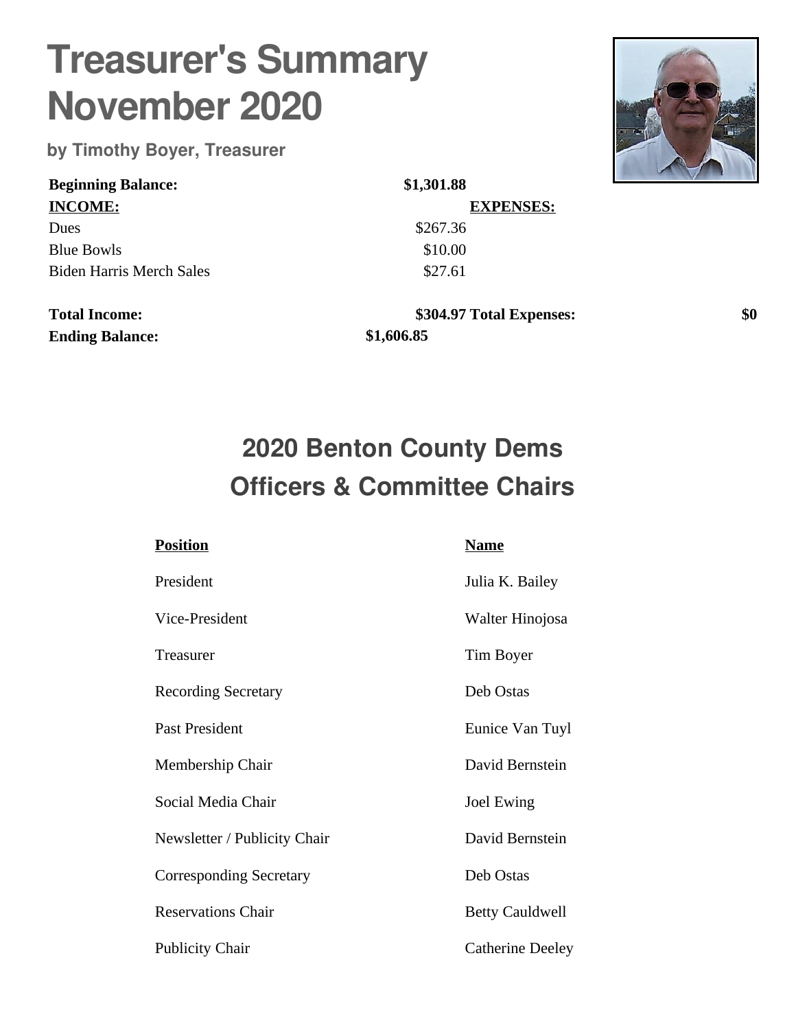# Treasurer's Summary November 2020

**by Timothy Boyer, Treasurer**

| | | | |
|---|---|---|---|
| **Beginning Balance:** | **$1,301.88** | | |
| **INCOME:** | | **EXPENSES:** | |
| Dues | $267.36 | | |
| Blue Bowls | $10.00 | | |
| Biden Harris Merch Sales | $27.61 | | |
| **Total Income:** | **$304.97** | **Total Expenses:** | **$0** |
| **Ending Balance:** | **$1,606.85** | | |

## 2020 Benton County Dems Officers & Committee Chairs

| **Position** | **Name** |
|---|---|
| President | Julia K. Bailey |
| Vice-President | Walter Hinojosa |
| Treasurer | Tim Boyer |
| Recording Secretary | Deb Ostas |
| Past President | Eunice Van Tuyl |
| Membership Chair | David Bernstein |
| Social Media Chair | Joel Ewing |
| Newsletter / Publicity Chair | David Bernstein |
| Corresponding Secretary | Deb Ostas |
| Reservations Chair | Betty Cauldwell |
| Publicity Chair | Catherine Deeley |